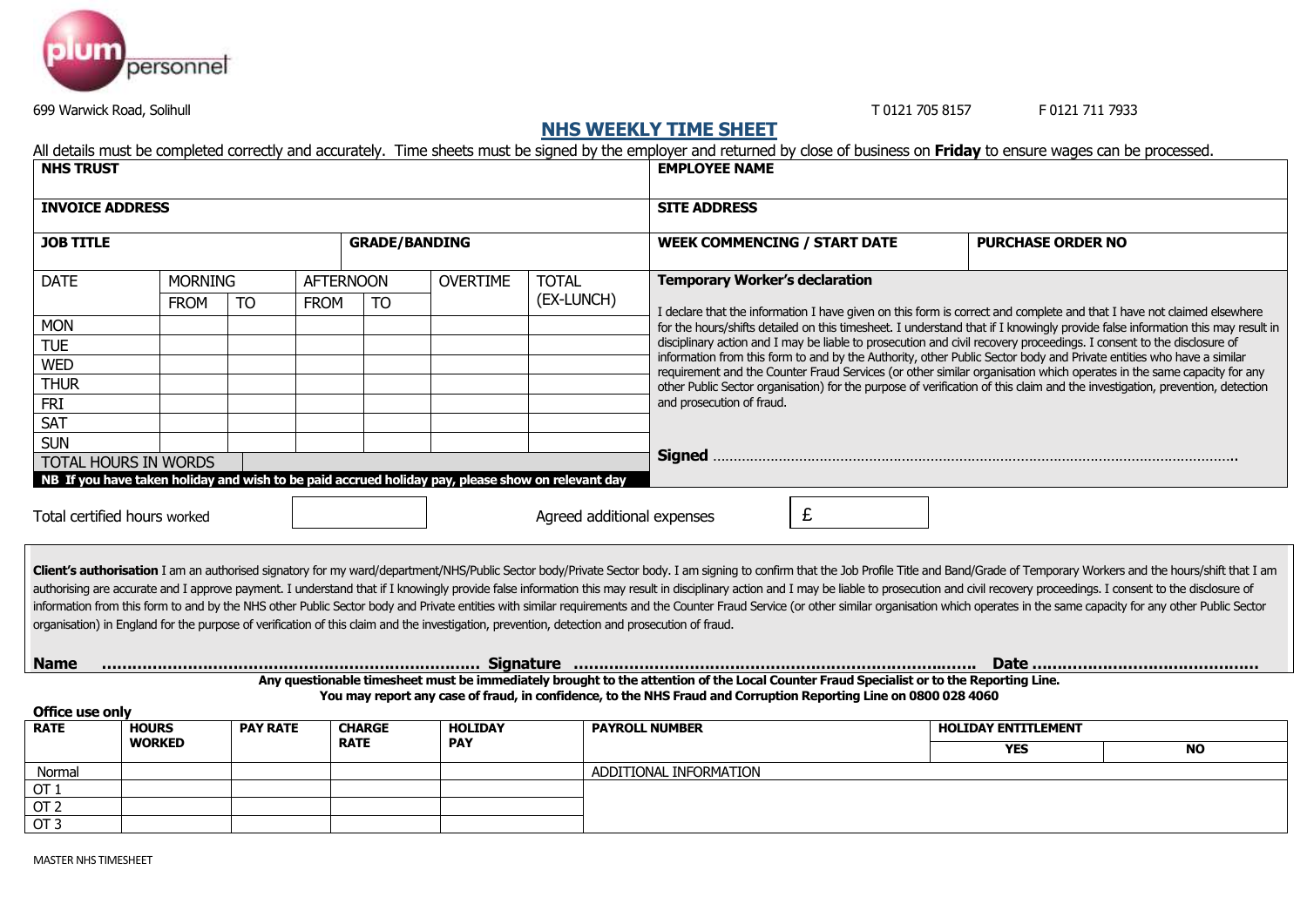plum personnel

699 Warwick Road, Solihull

T 0121 705 8157 F 0121 711 7933

# NHS WEEKLY TIME SHEET

All details must be completed correctly and accurately. Time sheets must be signed by the employer and returned by close of business on **Friday** to ensure wages can be processed.

| **NHS TRUST** | | **EMPLOYEE NAME** | |
|---|---|---|---|
| **INVOICE ADDRESS** | | **SITE ADDRESS** | |
| **JOB TITLE** | **GRADE/BANDING** | **WEEK COMMENCING / START DATE** | **PURCHASE ORDER NO** |

| DATE | MORNING | | AFTERNOON | | OVERTIME | TOTAL (EX-LUNCH) |
|---|---|---|---|---|---|---|
| | FROM | TO | FROM | TO | | |
| MON | | | | | | |
| TUE | | | | | | |
| WED | | | | | | |
| THUR | | | | | | |
| FRI | | | | | | |
| SAT | | | | | | |
| SUN | | | | | | |
| TOTAL HOURS IN WORDS | | | | | | |

**NB If you have taken holiday and wish to be paid accrued holiday pay, please show on relevant day**

**Temporary Worker's declaration**

I declare that the information I have given on this form is correct and complete and that I have not claimed elsewhere for the hours/shifts detailed on this timesheet. I understand that if I knowingly provide false information this may result in disciplinary action and I may be liable to prosecution and civil recovery proceedings. I consent to the disclosure of information from this form to and by the Authority, other Public Sector body and Private entities who have a similar requirement and the Counter Fraud Services (or other similar organisation which operates in the same capacity for any other Public Sector organisation) for the purpose of verification of this claim and the investigation, prevention, detection and prosecution of fraud.

**Signed** ………………………………………………………………………………………………………………

Total certified hours worked [ ]  Agreed additional expenses £ [ ]

**Client's authorisation** I am an authorised signatory for my ward/department/NHS/Public Sector body/Private Sector body. I am signing to confirm that the Job Profile Title and Band/Grade of Temporary Workers and the hours/shift that I am authorising are accurate and I approve payment. I understand that if I knowingly provide false information this may result in disciplinary action and I may be liable to prosecution and civil recovery proceedings. I consent to the disclosure of information from this form to and by the NHS other Public Sector body and Private entities with similar requirements and the Counter Fraud Service (or other similar organisation which operates in the same capacity for any other Public Sector organisation) in England for the purpose of verification of this claim and the investigation, prevention, detection and prosecution of fraud.

**Name** ……………………………………………………………… **Signature** ……………………………………………………………………… **Date** ………………………………………

**Any questionable timesheet must be immediately brought to the attention of the Local Counter Fraud Specialist or to the Reporting Line.**
**You may report any case of fraud, in confidence, to the NHS Fraud and Corruption Reporting Line on 0800 028 4060**

**Office use only**

| **RATE** | **HOURS WORKED** | **PAY RATE** | **CHARGE RATE** | **HOLIDAY PAY** | **PAYROLL NUMBER** | **HOLIDAY ENTITLEMENT** | |
|---|---|---|---|---|---|---|---|
| | | | | | | **YES** | **NO** |
| Normal | | | | | ADDITIONAL INFORMATION | | |
| OT 1 | | | | | | | |
| OT 2 | | | | | | | |
| OT 3 | | | | | | | |

MASTER NHS TIMESHEET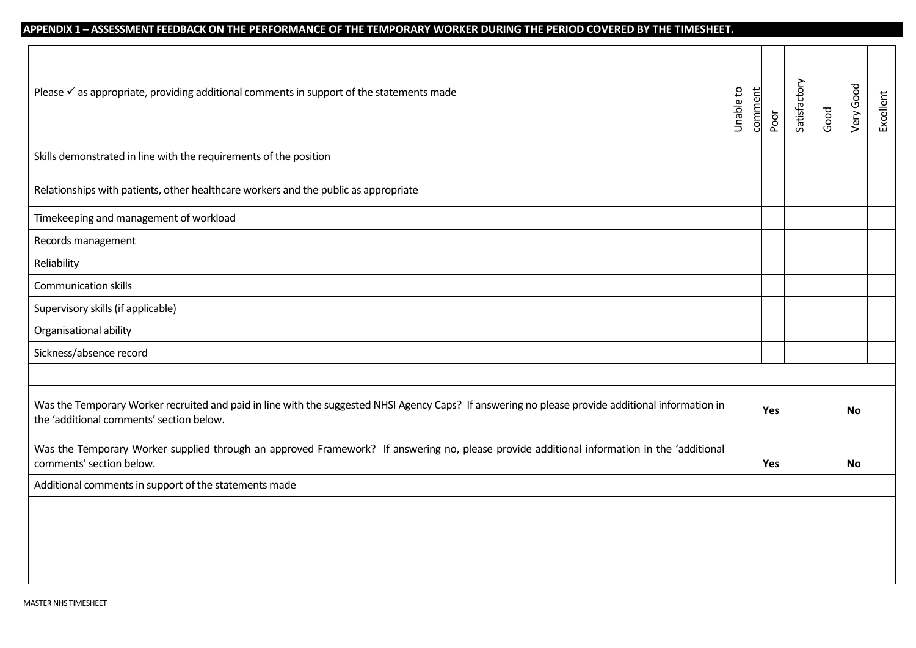**APPENDIX 1 – ASSESSMENT FEEDBACK ON THE PERFORMANCE OF THE TEMPORARY WORKER DURING THE PERIOD COVERED BY THE TIMESHEET.**

| Please ✓ as appropriate, providing additional comments in support of the statements made | Unable to comment | Poor | Satisfactory | Good | Very Good | Excellent |
|---|---|---|---|---|---|---|
| Skills demonstrated in line with the requirements of the position | | | | | | |
| Relationships with patients, other healthcare workers and the public as appropriate | | | | | | |
| Timekeeping and management of workload | | | | | | |
| Records management | | | | | | |
| Reliability | | | | | | |
| Communication skills | | | | | | |
| Supervisory skills (if applicable) | | | | | | |
| Organisational ability | | | | | | |
| Sickness/absence record | | | | | | |

| | | |
|---|---|---|
| Was the Temporary Worker recruited and paid in line with the suggested NHSI Agency Caps? If answering no please provide additional information in the 'additional comments' section below. | **Yes** | **No** |
| Was the Temporary Worker supplied through an approved Framework? If answering no, please provide additional information in the 'additional comments' section below. | **Yes** | **No** |

Additional comments in support of the statements made

MASTER NHS TIMESHEET